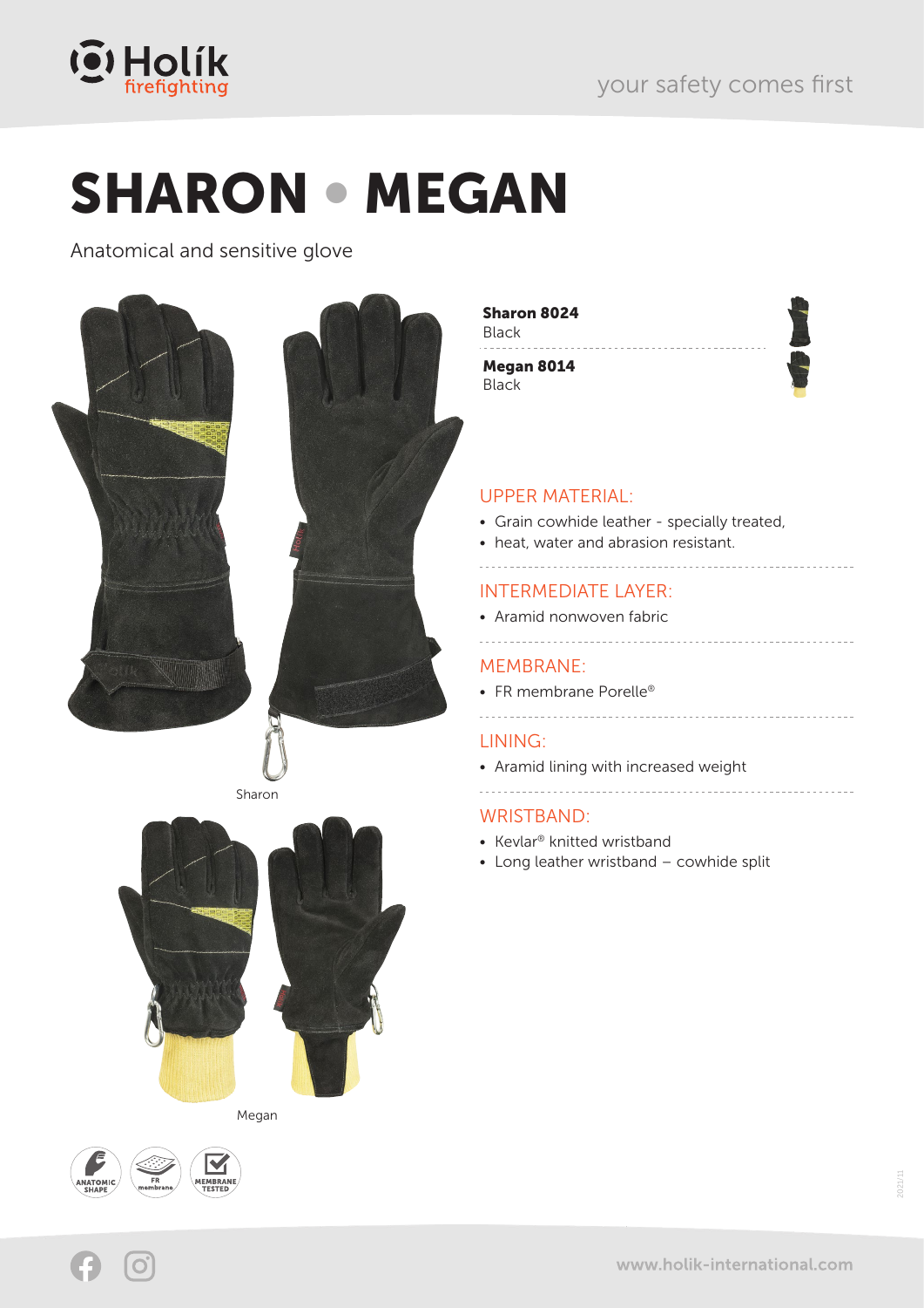# SHARON • MEGAN

Anatomical and sensitive glove

Sharon

Megan

**Sharon 8024**
Black

**Megan 8014**
Black

## UPPER MATERIAL:

- Grain cowhide leather - specially treated,
- heat, water and abrasion resistant.

## INTERMEDIATE LAYER:

- Aramid nonwoven fabric

## MEMBRANE:

- FR membrane Porelle®

## LINING:

- Aramid lining with increased weight

## WRISTBAND:

- Kevlar® knitted wristband
- Long leather wristband – cowhide split

ANATOMIC SHAPE | FR membrane | MEMBRANE TESTED

www.holik-international.com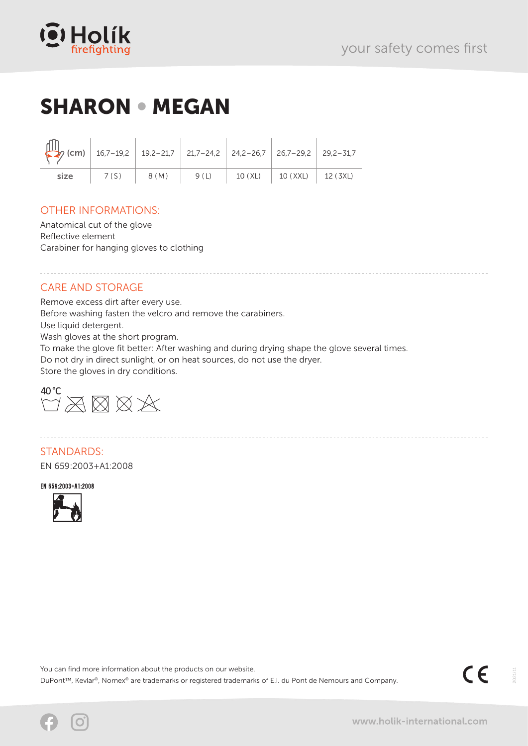# SHARON • MEGAN

| (cm) | 16,7–19,2 | 19,2–21,7 | 21,7–24,2 | 24,2–26,7 | 26,7–29,2 | 29,2–31,7 |
|---|---|---|---|---|---|---|
| size | 7 (S) | 8 (M) | 9 (L) | 10 (XL) | 10 (XXL) | 12 (3XL) |

## OTHER INFORMATIONS:

Anatomical cut of the glove
Reflective element
Carabiner for hanging gloves to clothing

## CARE AND STORAGE

Remove excess dirt after every use.
Before washing fasten the velcro and remove the carabiners.
Use liquid detergent.
Wash gloves at the short program.
To make the glove fit better: After washing and during drying shape the glove several times.
Do not dry in direct sunlight, or on heat sources, do not use the dryer.
Store the gloves in dry conditions.

40 °C

## STANDARDS:

EN 659:2003+A1:2008

EN 659:2003+A1:2008

You can find more information about the products on our website.
DuPont™, Kevlar®, Nomex® are trademarks or registered trademarks of E.I. du Pont de Nemours and Company.